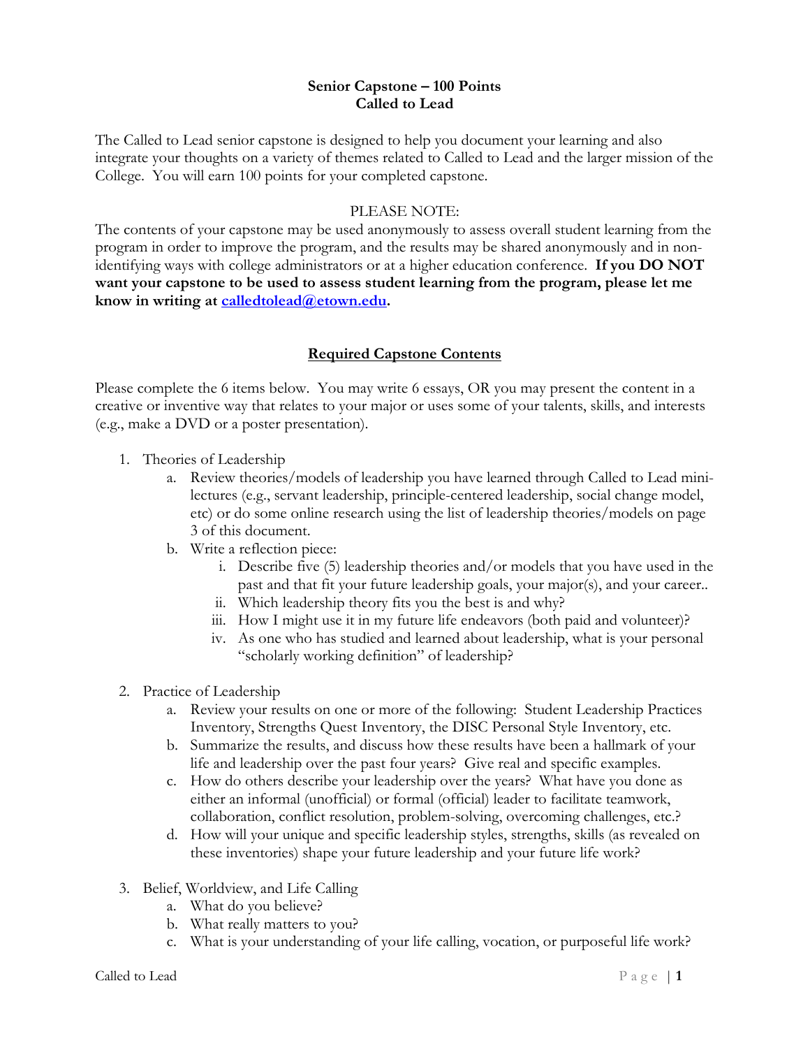# Senior Capstone – 100 Points
## Called to Lead

The Called to Lead senior capstone is designed to help you document your learning and also integrate your thoughts on a variety of themes related to Called to Lead and the larger mission of the College. You will earn 100 points for your completed capstone.

PLEASE NOTE:

The contents of your capstone may be used anonymously to assess overall student learning from the program in order to improve the program, and the results may be shared anonymously and in non-identifying ways with college administrators or at a higher education conference. **If you DO NOT want your capstone to be used to assess student learning from the program, please let me know in writing at calledtolead@etown.edu.**

## Required Capstone Contents

Please complete the 6 items below. You may write 6 essays, OR you may present the content in a creative or inventive way that relates to your major or uses some of your talents, skills, and interests (e.g., make a DVD or a poster presentation).

1. Theories of Leadership
    a. Review theories/models of leadership you have learned through Called to Lead mini-lectures (e.g., servant leadership, principle-centered leadership, social change model, etc) or do some online research using the list of leadership theories/models on page 3 of this document.
    b. Write a reflection piece:
        i. Describe five (5) leadership theories and/or models that you have used in the past and that fit your future leadership goals, your major(s), and your career..
        ii. Which leadership theory fits you the best is and why?
        iii. How I might use it in my future life endeavors (both paid and volunteer)?
        iv. As one who has studied and learned about leadership, what is your personal "scholarly working definition" of leadership?

2. Practice of Leadership
    a. Review your results on one or more of the following: Student Leadership Practices Inventory, Strengths Quest Inventory, the DISC Personal Style Inventory, etc.
    b. Summarize the results, and discuss how these results have been a hallmark of your life and leadership over the past four years? Give real and specific examples.
    c. How do others describe your leadership over the years? What have you done as either an informal (unofficial) or formal (official) leader to facilitate teamwork, collaboration, conflict resolution, problem-solving, overcoming challenges, etc.?
    d. How will your unique and specific leadership styles, strengths, skills (as revealed on these inventories) shape your future leadership and your future life work?

3. Belief, Worldview, and Life Calling
    a. What do you believe?
    b. What really matters to you?
    c. What is your understanding of your life calling, vocation, or purposeful life work?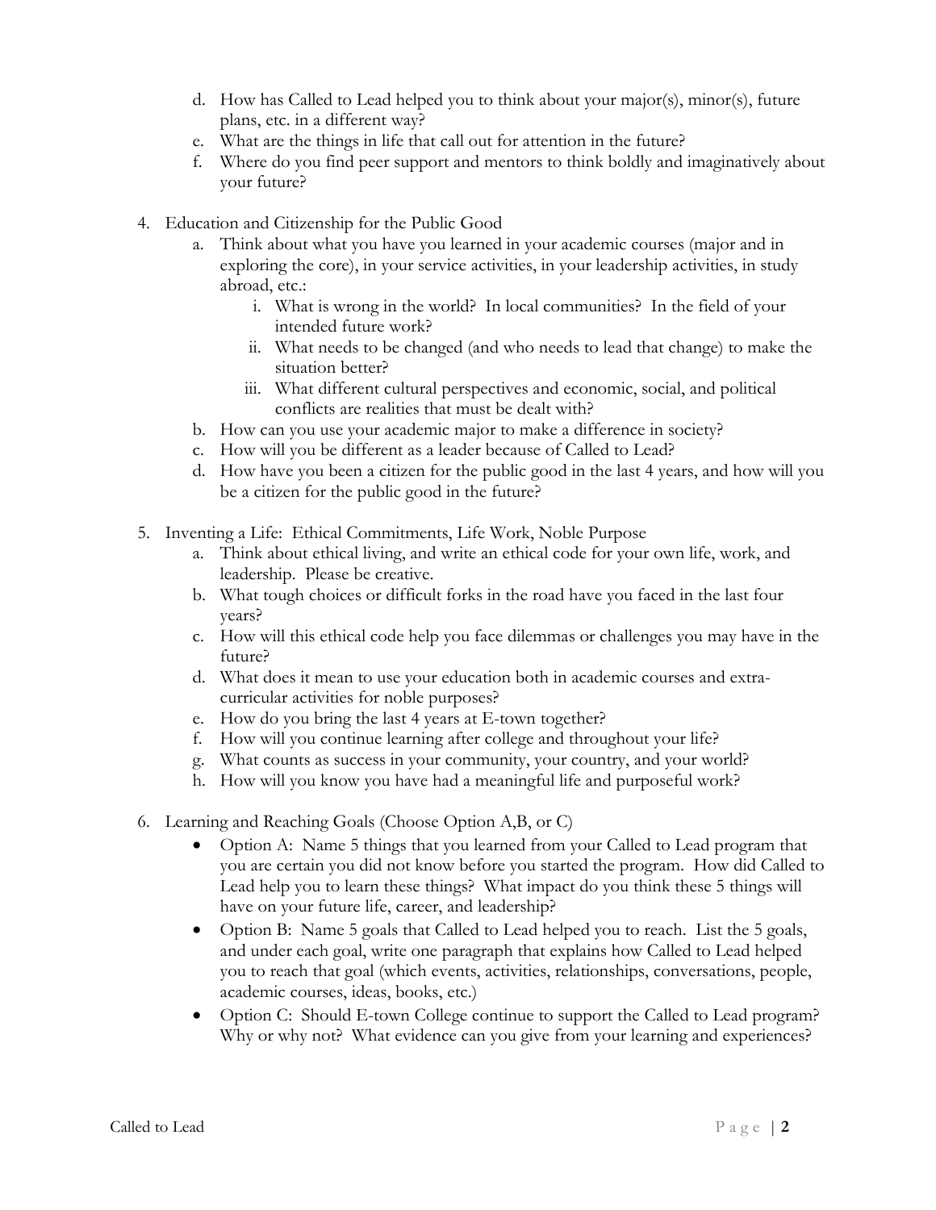d. How has Called to Lead helped you to think about your major(s), minor(s), future plans, etc. in a different way?
   e. What are the things in life that call out for attention in the future?
   f. Where do you find peer support and mentors to think boldly and imaginatively about your future?

4. Education and Citizenship for the Public Good
   a. Think about what you have you learned in your academic courses (major and in exploring the core), in your service activities, in your leadership activities, in study abroad, etc.:
      i. What is wrong in the world? In local communities? In the field of your intended future work?
      ii. What needs to be changed (and who needs to lead that change) to make the situation better?
      iii. What different cultural perspectives and economic, social, and political conflicts are realities that must be dealt with?
   b. How can you use your academic major to make a difference in society?
   c. How will you be different as a leader because of Called to Lead?
   d. How have you been a citizen for the public good in the last 4 years, and how will you be a citizen for the public good in the future?

5. Inventing a Life: Ethical Commitments, Life Work, Noble Purpose
   a. Think about ethical living, and write an ethical code for your own life, work, and leadership. Please be creative.
   b. What tough choices or difficult forks in the road have you faced in the last four years?
   c. How will this ethical code help you face dilemmas or challenges you may have in the future?
   d. What does it mean to use your education both in academic courses and extra-curricular activities for noble purposes?
   e. How do you bring the last 4 years at E-town together?
   f. How will you continue learning after college and throughout your life?
   g. What counts as success in your community, your country, and your world?
   h. How will you know you have had a meaningful life and purposeful work?

6. Learning and Reaching Goals (Choose Option A,B, or C)
   - Option A: Name 5 things that you learned from your Called to Lead program that you are certain you did not know before you started the program. How did Called to Lead help you to learn these things? What impact do you think these 5 things will have on your future life, career, and leadership?
   - Option B: Name 5 goals that Called to Lead helped you to reach. List the 5 goals, and under each goal, write one paragraph that explains how Called to Lead helped you to reach that goal (which events, activities, relationships, conversations, people, academic courses, ideas, books, etc.)
   - Option C: Should E-town College continue to support the Called to Lead program? Why or why not? What evidence can you give from your learning and experiences?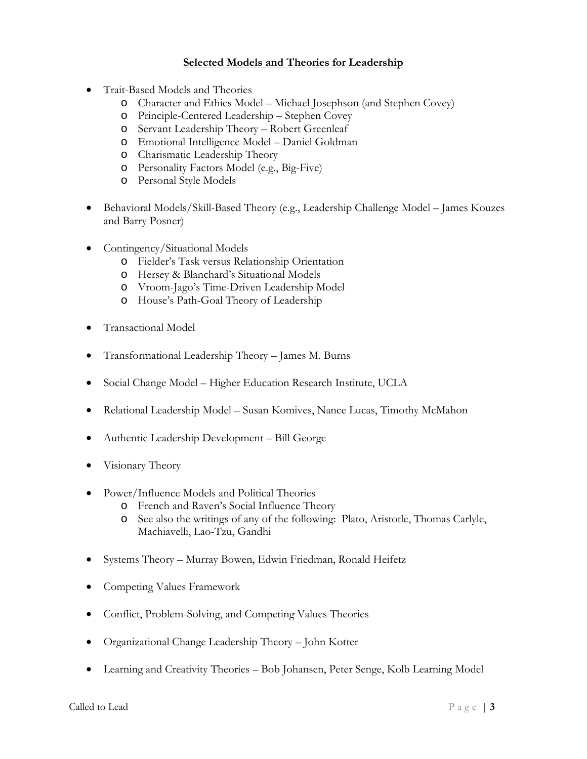**Selected Models and Theories for Leadership**

- Trait-Based Models and Theories
  - Character and Ethics Model – Michael Josephson (and Stephen Covey)
  - Principle-Centered Leadership – Stephen Covey
  - Servant Leadership Theory – Robert Greenleaf
  - Emotional Intelligence Model – Daniel Goldman
  - Charismatic Leadership Theory
  - Personality Factors Model (e.g., Big-Five)
  - Personal Style Models

- Behavioral Models/Skill-Based Theory (e.g., Leadership Challenge Model – James Kouzes and Barry Posner)

- Contingency/Situational Models
  - Fielder's Task versus Relationship Orientation
  - Hersey & Blanchard's Situational Models
  - Vroom-Jago's Time-Driven Leadership Model
  - House's Path-Goal Theory of Leadership

- Transactional Model

- Transformational Leadership Theory – James M. Burns

- Social Change Model – Higher Education Research Institute, UCLA

- Relational Leadership Model – Susan Komives, Nance Lucas, Timothy McMahon

- Authentic Leadership Development – Bill George

- Visionary Theory

- Power/Influence Models and Political Theories
  - French and Raven's Social Influence Theory
  - See also the writings of any of the following: Plato, Aristotle, Thomas Carlyle, Machiavelli, Lao-Tzu, Gandhi

- Systems Theory – Murray Bowen, Edwin Friedman, Ronald Heifetz

- Competing Values Framework

- Conflict, Problem-Solving, and Competing Values Theories

- Organizational Change Leadership Theory – John Kotter

- Learning and Creativity Theories – Bob Johansen, Peter Senge, Kolb Learning Model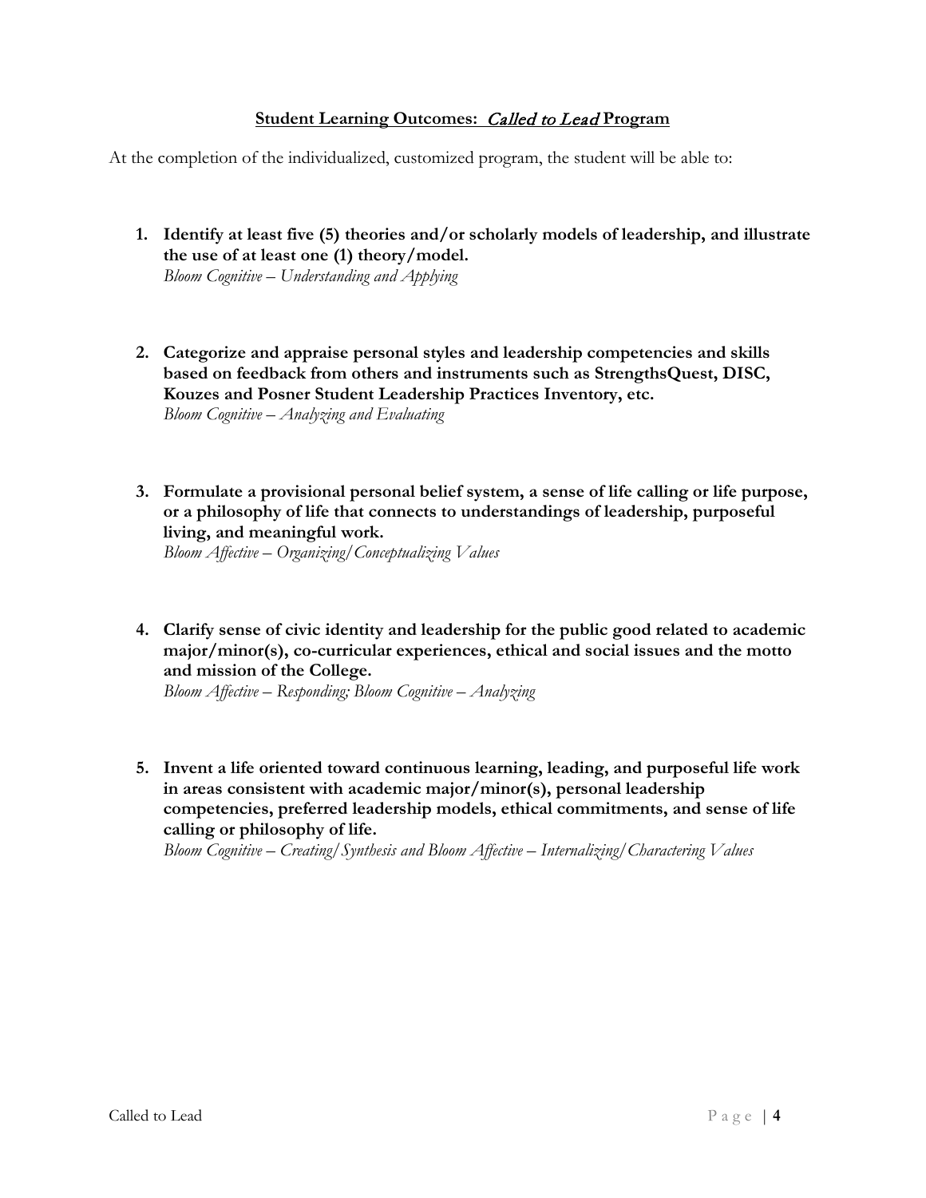## **Student Learning Outcomes:** ***Called to Lead*** **Program**

At the completion of the individualized, customized program, the student will be able to:

1. **Identify at least five (5) theories and/or scholarly models of leadership, and illustrate the use of at least one (1) theory/model.**
   *Bloom Cognitive – Understanding and Applying*

2. **Categorize and appraise personal styles and leadership competencies and skills based on feedback from others and instruments such as StrengthsQuest, DISC, Kouzes and Posner Student Leadership Practices Inventory, etc.**
   *Bloom Cognitive – Analyzing and Evaluating*

3. **Formulate a provisional personal belief system, a sense of life calling or life purpose, or a philosophy of life that connects to understandings of leadership, purposeful living, and meaningful work.**
   *Bloom Affective – Organizing/Conceptualizing Values*

4. **Clarify sense of civic identity and leadership for the public good related to academic major/minor(s), co-curricular experiences, ethical and social issues and the motto and mission of the College.**
   *Bloom Affective – Responding; Bloom Cognitive – Analyzing*

5. **Invent a life oriented toward continuous learning, leading, and purposeful life work in areas consistent with academic major/minor(s), personal leadership competencies, preferred leadership models, ethical commitments, and sense of life calling or philosophy of life.**
   *Bloom Cognitive – Creating/Synthesis and Bloom Affective – Internalizing/Charactering Values*